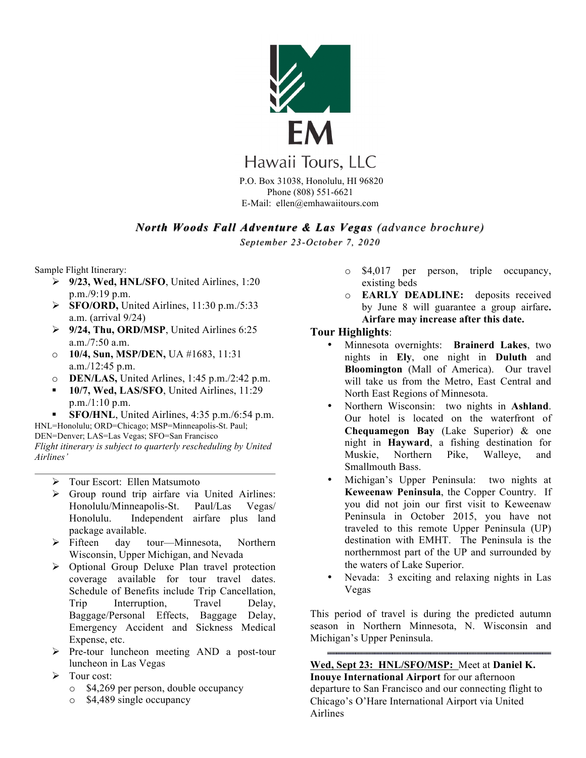# EM Hawaii Tours, LLC

P.O. Box 31038, Honolulu, HI 96820
Phone (808) 551-6621
E-Mail: ellen@emhawaiitours.com

## *North Woods Fall Adventure & Las Vegas (advance brochure)*

*September 23-October 7, 2020*

Sample Flight Itinerary:

- **9/23, Wed, HNL/SFO**, United Airlines, 1:20 p.m./9:19 p.m.
- **SFO/ORD,** United Airlines, 11:30 p.m./5:33 a.m. (arrival 9/24)
- **9/24, Thu, ORD/MSP**, United Airlines 6:25 a.m./7:50 a.m.
- **10/4, Sun, MSP/DEN,** UA #1683, 11:31 a.m./12:45 p.m.
- **DEN/LAS,** United Artlines, 1:45 p.m./2:42 p.m.
- **10/7, Wed, LAS/SFO**, United Airlines, 11:29 p.m./1:10 p.m.
- **SFO/HNL**, United Airlines, 4:35 p.m./6:54 p.m.

HNL=Honolulu; ORD=Chicago; MSP=Minneapolis-St. Paul; DEN=Denver; LAS=Las Vegas; SFO=San Francisco

*Flight itinerary is subject to quarterly rescheduling by United Airlines'*

---

- Tour Escort: Ellen Matsumoto
- Group round trip airfare via United Airlines: Honolulu/Minneapolis-St. Paul/Las Vegas/ Honolulu. Independent airfare plus land package available.
- Fifteen day tour—Minnesota, Northern Wisconsin, Upper Michigan, and Nevada
- Optional Group Deluxe Plan travel protection coverage available for tour travel dates. Schedule of Benefits include Trip Cancellation, Trip Interruption, Travel Delay, Baggage/Personal Effects, Baggage Delay, Emergency Accident and Sickness Medical Expense, etc.
- Pre-tour luncheon meeting AND a post-tour luncheon in Las Vegas
- Tour cost:
  - $4,269 per person, double occupancy
  - $4,489 single occupancy
  - $4,017 per person, triple occupancy, existing beds
  - **EARLY DEADLINE:** deposits received by June 8 will guarantee a group airfare**. Airfare may increase after this date.**

## Tour Highlights:

- Minnesota overnights: **Brainerd Lakes**, two nights in **Ely**, one night in **Duluth** and **Bloomington** (Mall of America). Our travel will take us from the Metro, East Central and North East Regions of Minnesota.
- Northern Wisconsin: two nights in **Ashland**. Our hotel is located on the waterfront of **Chequamegon Bay** (Lake Superior) & one night in **Hayward**, a fishing destination for Muskie, Northern Pike, Walleye, and Smallmouth Bass.
- Michigan's Upper Peninsula: two nights at **Keweenaw Peninsula**, the Copper Country. If you did not join our first visit to Keweenaw Peninsula in October 2015, you have not traveled to this remote Upper Peninsula (UP) destination with EMHT. The Peninsula is the northernmost part of the UP and surrounded by the waters of Lake Superior.
- Nevada: 3 exciting and relaxing nights in Las Vegas

This period of travel is during the predicted autumn season in Northern Minnesota, N. Wisconsin and Michigan's Upper Peninsula.

---

**Wed, Sept 23: HNL/SFO/MSP:** Meet at **Daniel K. Inouye International Airport** for our afternoon departure to San Francisco and our connecting flight to Chicago's O'Hare International Airport via United Airlines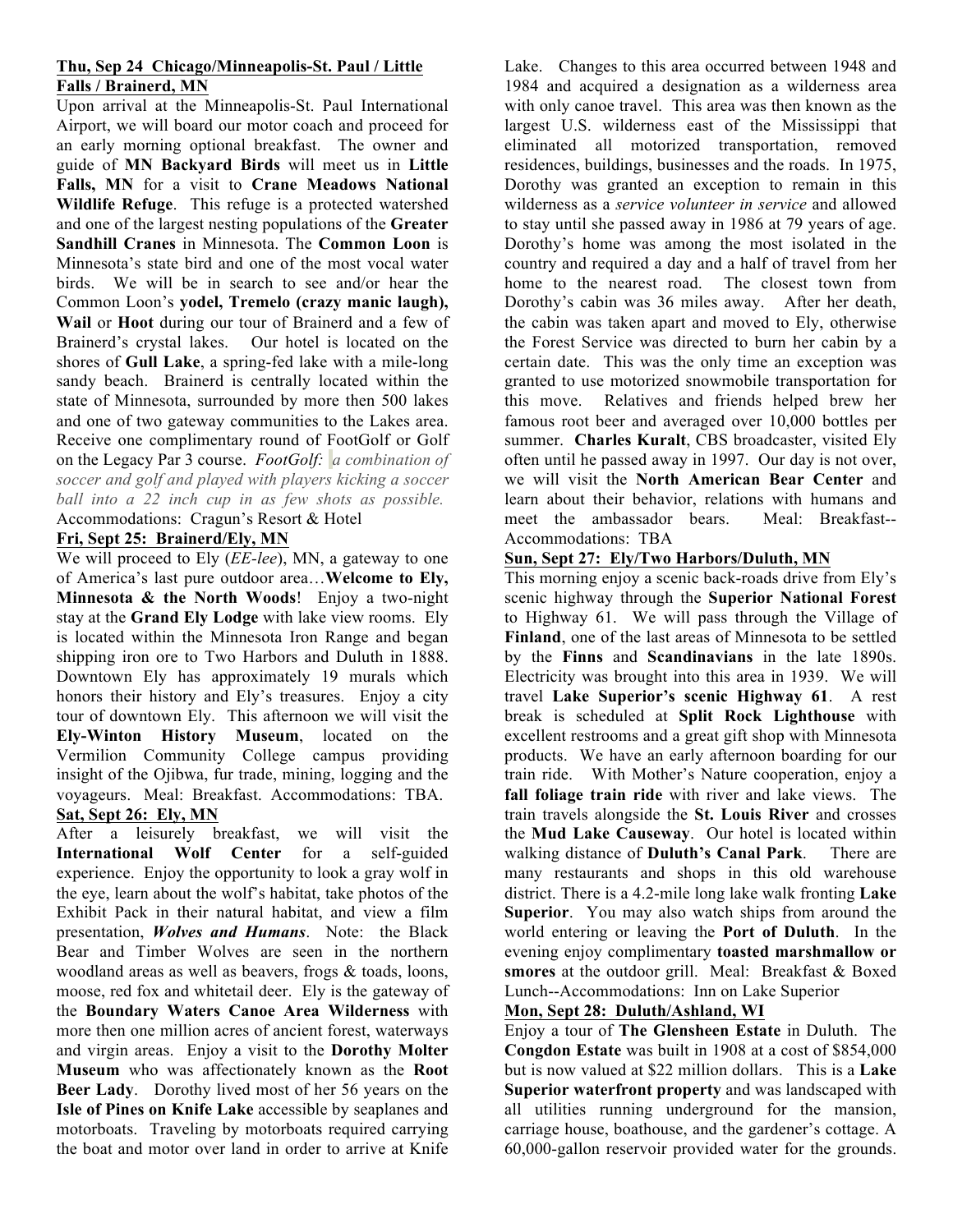**Thu, Sep 24 Chicago/Minneapolis-St. Paul / Little Falls / Brainerd, MN**

Upon arrival at the Minneapolis-St. Paul International Airport, we will board our motor coach and proceed for an early morning optional breakfast. The owner and guide of **MN Backyard Birds** will meet us in **Little Falls, MN** for a visit to **Crane Meadows National Wildlife Refuge**. This refuge is a protected watershed and one of the largest nesting populations of the **Greater Sandhill Cranes** in Minnesota. The **Common Loon** is Minnesota's state bird and one of the most vocal water birds. We will be in search to see and/or hear the Common Loon's **yodel, Tremelo (crazy manic laugh), Wail** or **Hoot** during our tour of Brainerd and a few of Brainerd's crystal lakes. Our hotel is located on the shores of **Gull Lake**, a spring-fed lake with a mile-long sandy beach. Brainerd is centrally located within the state of Minnesota, surrounded by more then 500 lakes and one of two gateway communities to the Lakes area. Receive one complimentary round of FootGolf or Golf on the Legacy Par 3 course. *FootGolf: a combination of soccer and golf and played with players kicking a soccer ball into a 22 inch cup in as few shots as possible.* Accommodations: Cragun's Resort & Hotel

**Fri, Sept 25: Brainerd/Ely, MN**

We will proceed to Ely (*EE-lee*), MN, a gateway to one of America's last pure outdoor area…**Welcome to Ely, Minnesota & the North Woods**! Enjoy a two-night stay at the **Grand Ely Lodge** with lake view rooms. Ely is located within the Minnesota Iron Range and began shipping iron ore to Two Harbors and Duluth in 1888. Downtown Ely has approximately 19 murals which honors their history and Ely's treasures. Enjoy a city tour of downtown Ely. This afternoon we will visit the **Ely-Winton History Museum**, located on the Vermilion Community College campus providing insight of the Ojibwa, fur trade, mining, logging and the voyageurs. Meal: Breakfast. Accommodations: TBA.

**Sat, Sept 26: Ely, MN**

After a leisurely breakfast, we will visit the **International Wolf Center** for a self-guided experience. Enjoy the opportunity to look a gray wolf in the eye, learn about the wolf's habitat, take photos of the Exhibit Pack in their natural habitat, and view a film presentation, ***Wolves and Humans***. Note: the Black Bear and Timber Wolves are seen in the northern woodland areas as well as beavers, frogs & toads, loons, moose, red fox and whitetail deer. Ely is the gateway of the **Boundary Waters Canoe Area Wilderness** with more then one million acres of ancient forest, waterways and virgin areas. Enjoy a visit to the **Dorothy Molter Museum** who was affectionately known as the **Root Beer Lady**. Dorothy lived most of her 56 years on the **Isle of Pines on Knife Lake** accessible by seaplanes and motorboats. Traveling by motorboats required carrying the boat and motor over land in order to arrive at Knife Lake. Changes to this area occurred between 1948 and 1984 and acquired a designation as a wilderness area with only canoe travel. This area was then known as the largest U.S. wilderness east of the Mississippi that eliminated all motorized transportation, removed residences, buildings, businesses and the roads. In 1975, Dorothy was granted an exception to remain in this wilderness as a *service volunteer in service* and allowed to stay until she passed away in 1986 at 79 years of age. Dorothy's home was among the most isolated in the country and required a day and a half of travel from her home to the nearest road. The closest town from Dorothy's cabin was 36 miles away. After her death, the cabin was taken apart and moved to Ely, otherwise the Forest Service was directed to burn her cabin by a certain date. This was the only time an exception was granted to use motorized snowmobile transportation for this move. Relatives and friends helped brew her famous root beer and averaged over 10,000 bottles per summer. **Charles Kuralt**, CBS broadcaster, visited Ely often until he passed away in 1997. Our day is not over, we will visit the **North American Bear Center** and learn about their behavior, relations with humans and meet the ambassador bears. Meal: Breakfast--Accommodations: TBA

**Sun, Sept 27: Ely/Two Harbors/Duluth, MN**

This morning enjoy a scenic back-roads drive from Ely's scenic highway through the **Superior National Forest** to Highway 61. We will pass through the Village of **Finland**, one of the last areas of Minnesota to be settled by the **Finns** and **Scandinavians** in the late 1890s. Electricity was brought into this area in 1939. We will travel **Lake Superior's scenic Highway 61**. A rest break is scheduled at **Split Rock Lighthouse** with excellent restrooms and a great gift shop with Minnesota products. We have an early afternoon boarding for our train ride. With Mother's Nature cooperation, enjoy a **fall foliage train ride** with river and lake views. The train travels alongside the **St. Louis River** and crosses the **Mud Lake Causeway**. Our hotel is located within walking distance of **Duluth's Canal Park**. There are many restaurants and shops in this old warehouse district. There is a 4.2-mile long lake walk fronting **Lake Superior**. You may also watch ships from around the world entering or leaving the **Port of Duluth**. In the evening enjoy complimentary **toasted marshmallow or smores** at the outdoor grill. Meal: Breakfast & Boxed Lunch--Accommodations: Inn on Lake Superior

**Mon, Sept 28: Duluth/Ashland, WI**

Enjoy a tour of **The Glensheen Estate** in Duluth. The **Congdon Estate** was built in 1908 at a cost of $854,000 but is now valued at $22 million dollars. This is a **Lake Superior waterfront property** and was landscaped with all utilities running underground for the mansion, carriage house, boathouse, and the gardener's cottage. A 60,000-gallon reservoir provided water for the grounds.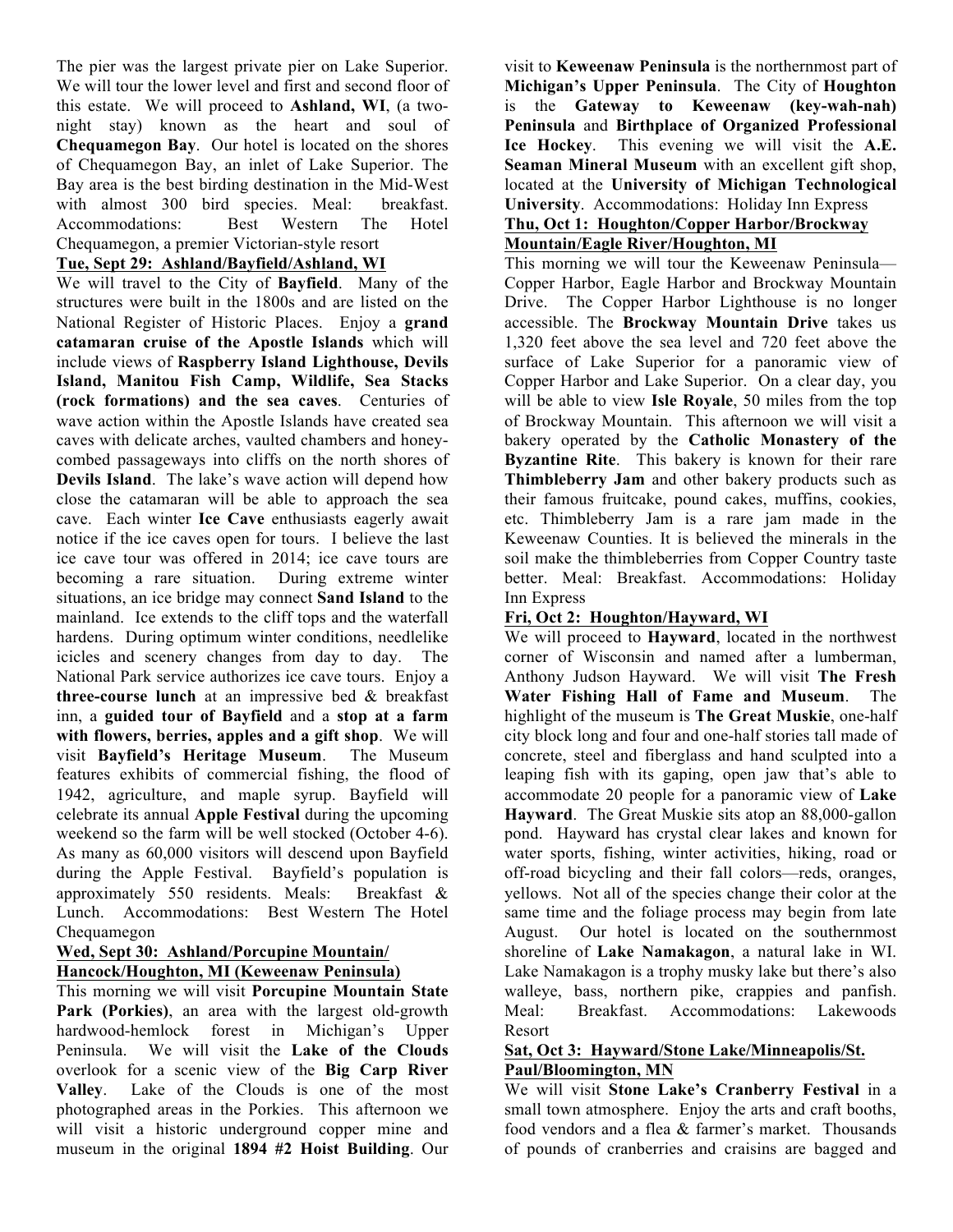The pier was the largest private pier on Lake Superior. We will tour the lower level and first and second floor of this estate. We will proceed to **Ashland, WI**, (a two-night stay) known as the heart and soul of **Chequamegon Bay**. Our hotel is located on the shores of Chequamegon Bay, an inlet of Lake Superior. The Bay area is the best birding destination in the Mid-West with almost 300 bird species. Meal: breakfast. Accommodations: Best Western The Hotel Chequamegon, a premier Victorian-style resort

**Tue, Sept 29: Ashland/Bayfield/Ashland, WI**

We will travel to the City of **Bayfield**. Many of the structures were built in the 1800s and are listed on the National Register of Historic Places. Enjoy a **grand catamaran cruise of the Apostle Islands** which will include views of **Raspberry Island Lighthouse, Devils Island, Manitou Fish Camp, Wildlife, Sea Stacks (rock formations) and the sea caves**. Centuries of wave action within the Apostle Islands have created sea caves with delicate arches, vaulted chambers and honey-combed passageways into cliffs on the north shores of **Devils Island**. The lake's wave action will depend how close the catamaran will be able to approach the sea cave. Each winter **Ice Cave** enthusiasts eagerly await notice if the ice caves open for tours. I believe the last ice cave tour was offered in 2014; ice cave tours are becoming a rare situation. During extreme winter situations, an ice bridge may connect **Sand Island** to the mainland. Ice extends to the cliff tops and the waterfall hardens. During optimum winter conditions, needlelike icicles and scenery changes from day to day. The National Park service authorizes ice cave tours. Enjoy a **three-course lunch** at an impressive bed & breakfast inn, a **guided tour of Bayfield** and a **stop at a farm with flowers, berries, apples and a gift shop**. We will visit **Bayfield's Heritage Museum**. The Museum features exhibits of commercial fishing, the flood of 1942, agriculture, and maple syrup. Bayfield will celebrate its annual **Apple Festival** during the upcoming weekend so the farm will be well stocked (October 4-6). As many as 60,000 visitors will descend upon Bayfield during the Apple Festival. Bayfield's population is approximately 550 residents. Meals: Breakfast & Lunch. Accommodations: Best Western The Hotel Chequamegon

**Wed, Sept 30: Ashland/Porcupine Mountain/ Hancock/Houghton, MI (Keweenaw Peninsula)**

This morning we will visit **Porcupine Mountain State Park (Porkies)**, an area with the largest old-growth hardwood-hemlock forest in Michigan's Upper Peninsula. We will visit the **Lake of the Clouds** overlook for a scenic view of the **Big Carp River Valley**. Lake of the Clouds is one of the most photographed areas in the Porkies. This afternoon we will visit a historic underground copper mine and museum in the original **1894 #2 Hoist Building**. Our visit to **Keweenaw Peninsula** is the northernmost part of **Michigan's Upper Peninsula**. The City of **Houghton** is the **Gateway to Keweenaw (key-wah-nah) Peninsula** and **Birthplace of Organized Professional Ice Hockey**. This evening we will visit the **A.E. Seaman Mineral Museum** with an excellent gift shop, located at the **University of Michigan Technological University**. Accommodations: Holiday Inn Express

**Thu, Oct 1: Houghton/Copper Harbor/Brockway Mountain/Eagle River/Houghton, MI**

This morning we will tour the Keweenaw Peninsula—Copper Harbor, Eagle Harbor and Brockway Mountain Drive. The Copper Harbor Lighthouse is no longer accessible. The **Brockway Mountain Drive** takes us 1,320 feet above the sea level and 720 feet above the surface of Lake Superior for a panoramic view of Copper Harbor and Lake Superior. On a clear day, you will be able to view **Isle Royale**, 50 miles from the top of Brockway Mountain. This afternoon we will visit a bakery operated by the **Catholic Monastery of the Byzantine Rite**. This bakery is known for their rare **Thimbleberry Jam** and other bakery products such as their famous fruitcake, pound cakes, muffins, cookies, etc. Thimbleberry Jam is a rare jam made in the Keweenaw Counties. It is believed the minerals in the soil make the thimbleberries from Copper Country taste better. Meal: Breakfast. Accommodations: Holiday Inn Express

**Fri, Oct 2: Houghton/Hayward, WI**

We will proceed to **Hayward**, located in the northwest corner of Wisconsin and named after a lumberman, Anthony Judson Hayward. We will visit **The Fresh Water Fishing Hall of Fame and Museum**. The highlight of the museum is **The Great Muskie**, one-half city block long and four and one-half stories tall made of concrete, steel and fiberglass and hand sculpted into a leaping fish with its gaping, open jaw that's able to accommodate 20 people for a panoramic view of **Lake Hayward**. The Great Muskie sits atop an 88,000-gallon pond. Hayward has crystal clear lakes and known for water sports, fishing, winter activities, hiking, road or off-road bicycling and their fall colors—reds, oranges, yellows. Not all of the species change their color at the same time and the foliage process may begin from late August. Our hotel is located on the southernmost shoreline of **Lake Namakagon**, a natural lake in WI. Lake Namakagon is a trophy musky lake but there's also walleye, bass, northern pike, crappies and panfish. Meal: Breakfast. Accommodations: Lakewoods Resort

**Sat, Oct 3: Hayward/Stone Lake/Minneapolis/St. Paul/Bloomington, MN**

We will visit **Stone Lake's Cranberry Festival** in a small town atmosphere. Enjoy the arts and craft booths, food vendors and a flea & farmer's market. Thousands of pounds of cranberries and craisins are bagged and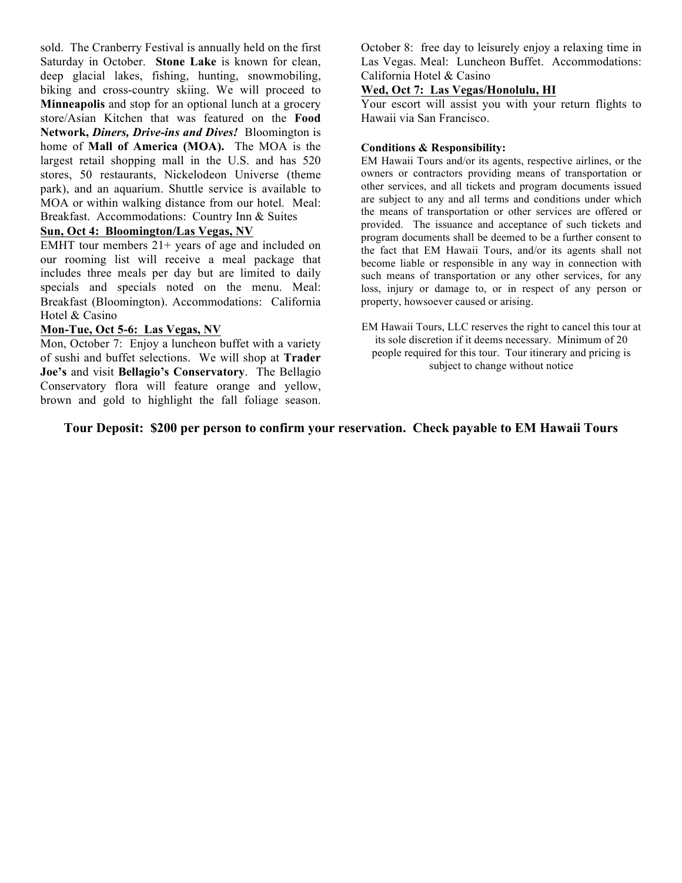sold. The Cranberry Festival is annually held on the first Saturday in October. **Stone Lake** is known for clean, deep glacial lakes, fishing, hunting, snowmobiling, biking and cross-country skiing. We will proceed to **Minneapolis** and stop for an optional lunch at a grocery store/Asian Kitchen that was featured on the **Food Network, *Diners, Drive-ins and Dives!*** Bloomington is home of **Mall of America (MOA).** The MOA is the largest retail shopping mall in the U.S. and has 520 stores, 50 restaurants, Nickelodeon Universe (theme park), and an aquarium. Shuttle service is available to MOA or within walking distance from our hotel. Meal: Breakfast. Accommodations: Country Inn & Suites

**<u>Sun, Oct 4: Bloomington/Las Vegas, NV</u>**

EMHT tour members 21+ years of age and included on our rooming list will receive a meal package that includes three meals per day but are limited to daily specials and specials noted on the menu. Meal: Breakfast (Bloomington). Accommodations: California Hotel & Casino

**<u>Mon-Tue, Oct 5-6: Las Vegas, NV</u>**

Mon, October 7: Enjoy a luncheon buffet with a variety of sushi and buffet selections. We will shop at **Trader Joe's** and visit **Bellagio's Conservatory**. The Bellagio Conservatory flora will feature orange and yellow, brown and gold to highlight the fall foliage season.

October 8: free day to leisurely enjoy a relaxing time in Las Vegas. Meal: Luncheon Buffet. Accommodations: California Hotel & Casino

**<u>Wed, Oct 7: Las Vegas/Honolulu, HI</u>**

Your escort will assist you with your return flights to Hawaii via San Francisco.

**Conditions & Responsibility:**

EM Hawaii Tours and/or its agents, respective airlines, or the owners or contractors providing means of transportation or other services, and all tickets and program documents issued are subject to any and all terms and conditions under which the means of transportation or other services are offered or provided. The issuance and acceptance of such tickets and program documents shall be deemed to be a further consent to the fact that EM Hawaii Tours, and/or its agents shall not become liable or responsible in any way in connection with such means of transportation or any other services, for any loss, injury or damage to, or in respect of any person or property, howsoever caused or arising.

EM Hawaii Tours, LLC reserves the right to cancel this tour at its sole discretion if it deems necessary. Minimum of 20 people required for this tour. Tour itinerary and pricing is subject to change without notice

**Tour Deposit: $200 per person to confirm your reservation. Check payable to EM Hawaii Tours**